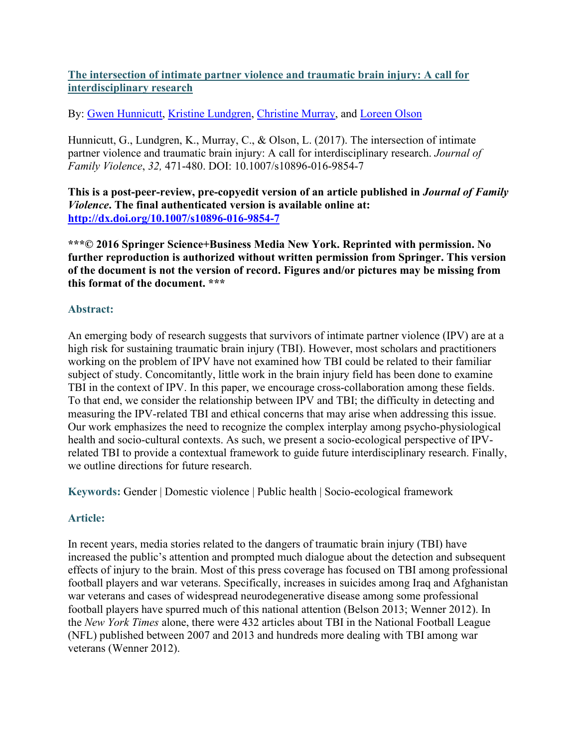## [The intersection of intimate partner violence and traumatic brain injury: A call for interdisciplinary research](#)

By: [Gwen Hunnicutt](#), [Kristine Lundgren](#), [Christine Murray](#), and [Loreen Olson](#)

Hunnicutt, G., Lundgren, K., Murray, C., & Olson, L. (2017). The intersection of intimate partner violence and traumatic brain injury: A call for interdisciplinary research. *Journal of Family Violence*, *32,* 471-480. DOI: 10.1007/s10896-016-9854-7

**This is a post-peer-review, pre-copyedit version of an article published in *Journal of Family Violence*. The final authenticated version is available online at: [http://dx.doi.org/10.1007/s10896-016-9854-7](http://dx.doi.org/10.1007/s10896-016-9854-7)**

*****© 2016 Springer Science+Business Media New York. Reprinted with permission. No further reproduction is authorized without written permission from Springer. This version of the document is not the version of record. Figures and/or pictures may be missing from this format of the document. *****

### Abstract:

An emerging body of research suggests that survivors of intimate partner violence (IPV) are at a high risk for sustaining traumatic brain injury (TBI). However, most scholars and practitioners working on the problem of IPV have not examined how TBI could be related to their familiar subject of study. Concomitantly, little work in the brain injury field has been done to examine TBI in the context of IPV. In this paper, we encourage cross-collaboration among these fields. To that end, we consider the relationship between IPV and TBI; the difficulty in detecting and measuring the IPV-related TBI and ethical concerns that may arise when addressing this issue. Our work emphasizes the need to recognize the complex interplay among psycho-physiological health and socio-cultural contexts. As such, we present a socio-ecological perspective of IPV-related TBI to provide a contextual framework to guide future interdisciplinary research. Finally, we outline directions for future research.

**Keywords:** Gender | Domestic violence | Public health | Socio-ecological framework

### Article:

In recent years, media stories related to the dangers of traumatic brain injury (TBI) have increased the public's attention and prompted much dialogue about the detection and subsequent effects of injury to the brain. Most of this press coverage has focused on TBI among professional football players and war veterans. Specifically, increases in suicides among Iraq and Afghanistan war veterans and cases of widespread neurodegenerative disease among some professional football players have spurred much of this national attention (Belson 2013; Wenner 2012). In the *New York Times* alone, there were 432 articles about TBI in the National Football League (NFL) published between 2007 and 2013 and hundreds more dealing with TBI among war veterans (Wenner 2012).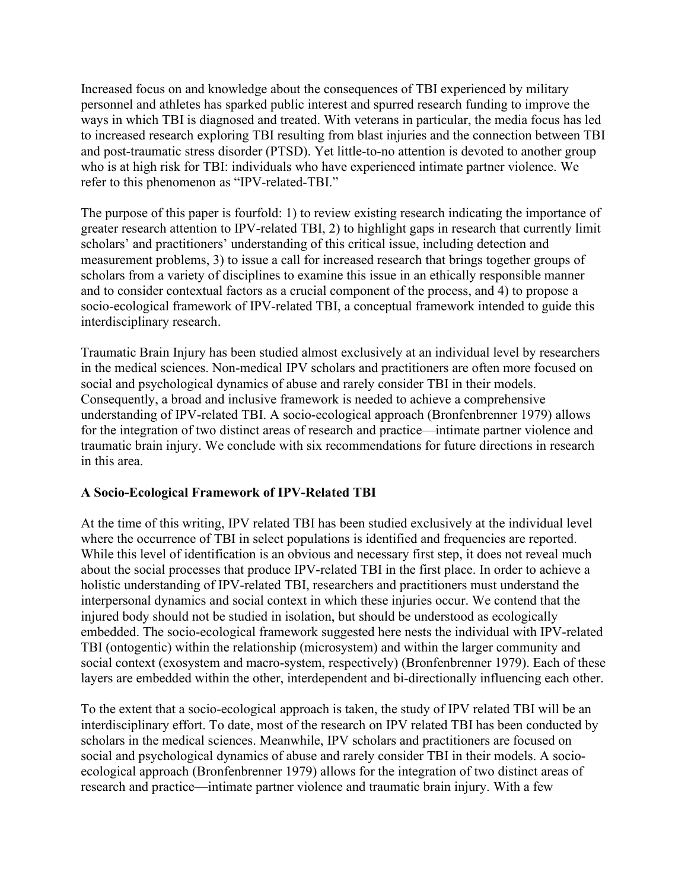Increased focus on and knowledge about the consequences of TBI experienced by military personnel and athletes has sparked public interest and spurred research funding to improve the ways in which TBI is diagnosed and treated. With veterans in particular, the media focus has led to increased research exploring TBI resulting from blast injuries and the connection between TBI and post-traumatic stress disorder (PTSD). Yet little-to-no attention is devoted to another group who is at high risk for TBI: individuals who have experienced intimate partner violence. We refer to this phenomenon as "IPV-related-TBI."

The purpose of this paper is fourfold: 1) to review existing research indicating the importance of greater research attention to IPV-related TBI, 2) to highlight gaps in research that currently limit scholars' and practitioners' understanding of this critical issue, including detection and measurement problems, 3) to issue a call for increased research that brings together groups of scholars from a variety of disciplines to examine this issue in an ethically responsible manner and to consider contextual factors as a crucial component of the process, and 4) to propose a socio-ecological framework of IPV-related TBI, a conceptual framework intended to guide this interdisciplinary research.

Traumatic Brain Injury has been studied almost exclusively at an individual level by researchers in the medical sciences. Non-medical IPV scholars and practitioners are often more focused on social and psychological dynamics of abuse and rarely consider TBI in their models. Consequently, a broad and inclusive framework is needed to achieve a comprehensive understanding of IPV-related TBI. A socio-ecological approach (Bronfenbrenner 1979) allows for the integration of two distinct areas of research and practice—intimate partner violence and traumatic brain injury. We conclude with six recommendations for future directions in research in this area.

**A Socio-Ecological Framework of IPV-Related TBI**

At the time of this writing, IPV related TBI has been studied exclusively at the individual level where the occurrence of TBI in select populations is identified and frequencies are reported. While this level of identification is an obvious and necessary first step, it does not reveal much about the social processes that produce IPV-related TBI in the first place. In order to achieve a holistic understanding of IPV-related TBI, researchers and practitioners must understand the interpersonal dynamics and social context in which these injuries occur. We contend that the injured body should not be studied in isolation, but should be understood as ecologically embedded. The socio-ecological framework suggested here nests the individual with IPV-related TBI (ontogentic) within the relationship (microsystem) and within the larger community and social context (exosystem and macro-system, respectively) (Bronfenbrenner 1979). Each of these layers are embedded within the other, interdependent and bi-directionally influencing each other.

To the extent that a socio-ecological approach is taken, the study of IPV related TBI will be an interdisciplinary effort. To date, most of the research on IPV related TBI has been conducted by scholars in the medical sciences. Meanwhile, IPV scholars and practitioners are focused on social and psychological dynamics of abuse and rarely consider TBI in their models. A socio-ecological approach (Bronfenbrenner 1979) allows for the integration of two distinct areas of research and practice—intimate partner violence and traumatic brain injury. With a few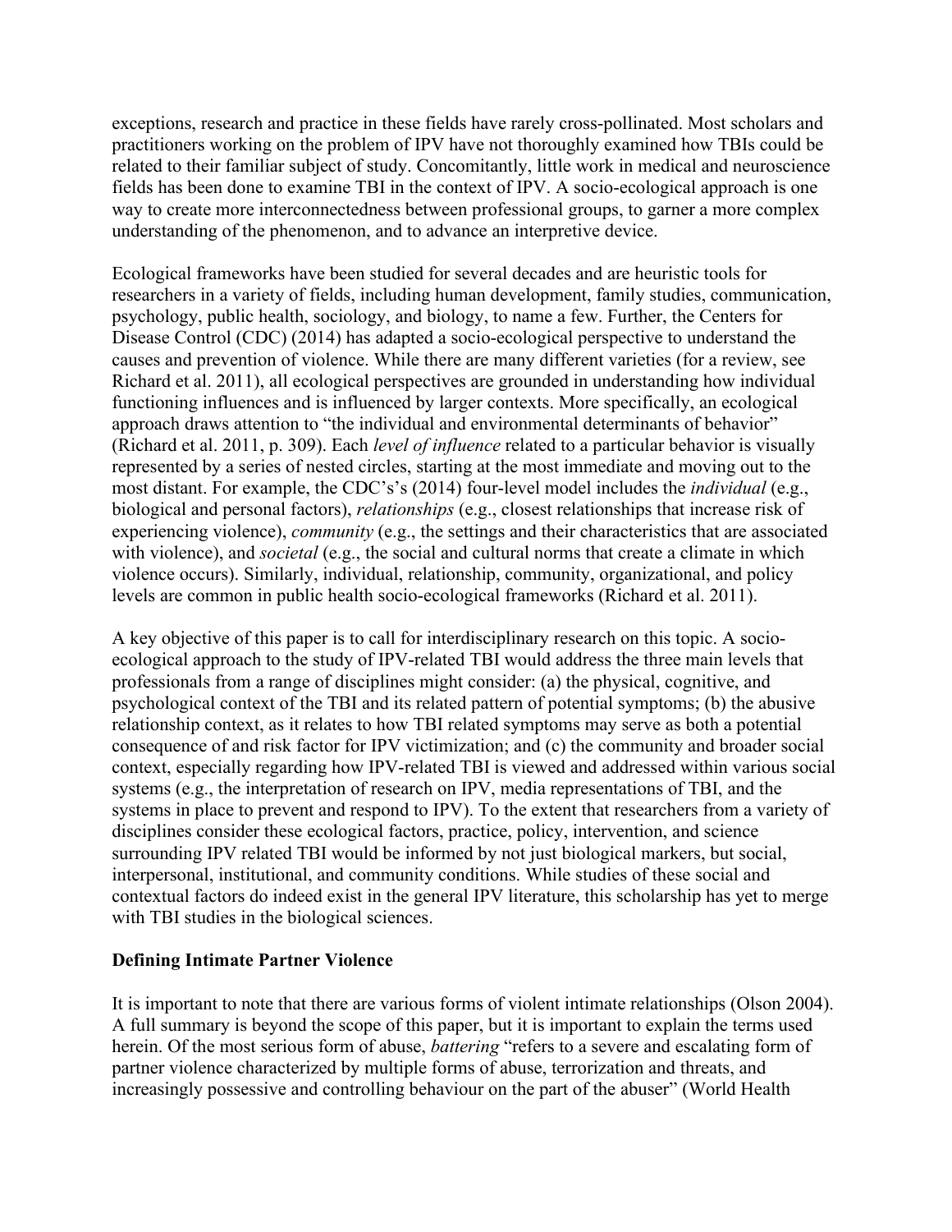exceptions, research and practice in these fields have rarely cross-pollinated. Most scholars and practitioners working on the problem of IPV have not thoroughly examined how TBIs could be related to their familiar subject of study. Concomitantly, little work in medical and neuroscience fields has been done to examine TBI in the context of IPV. A socio-ecological approach is one way to create more interconnectedness between professional groups, to garner a more complex understanding of the phenomenon, and to advance an interpretive device.

Ecological frameworks have been studied for several decades and are heuristic tools for researchers in a variety of fields, including human development, family studies, communication, psychology, public health, sociology, and biology, to name a few. Further, the Centers for Disease Control (CDC) (2014) has adapted a socio-ecological perspective to understand the causes and prevention of violence. While there are many different varieties (for a review, see Richard et al. 2011), all ecological perspectives are grounded in understanding how individual functioning influences and is influenced by larger contexts. More specifically, an ecological approach draws attention to "the individual and environmental determinants of behavior" (Richard et al. 2011, p. 309). Each *level of influence* related to a particular behavior is visually represented by a series of nested circles, starting at the most immediate and moving out to the most distant. For example, the CDC's's (2014) four-level model includes the *individual* (e.g., biological and personal factors), *relationships* (e.g., closest relationships that increase risk of experiencing violence), *community* (e.g., the settings and their characteristics that are associated with violence), and *societal* (e.g., the social and cultural norms that create a climate in which violence occurs). Similarly, individual, relationship, community, organizational, and policy levels are common in public health socio-ecological frameworks (Richard et al. 2011).

A key objective of this paper is to call for interdisciplinary research on this topic. A socio-ecological approach to the study of IPV-related TBI would address the three main levels that professionals from a range of disciplines might consider: (a) the physical, cognitive, and psychological context of the TBI and its related pattern of potential symptoms; (b) the abusive relationship context, as it relates to how TBI related symptoms may serve as both a potential consequence of and risk factor for IPV victimization; and (c) the community and broader social context, especially regarding how IPV-related TBI is viewed and addressed within various social systems (e.g., the interpretation of research on IPV, media representations of TBI, and the systems in place to prevent and respond to IPV). To the extent that researchers from a variety of disciplines consider these ecological factors, practice, policy, intervention, and science surrounding IPV related TBI would be informed by not just biological markers, but social, interpersonal, institutional, and community conditions. While studies of these social and contextual factors do indeed exist in the general IPV literature, this scholarship has yet to merge with TBI studies in the biological sciences.

**Defining Intimate Partner Violence**

It is important to note that there are various forms of violent intimate relationships (Olson 2004). A full summary is beyond the scope of this paper, but it is important to explain the terms used herein. Of the most serious form of abuse, *battering* "refers to a severe and escalating form of partner violence characterized by multiple forms of abuse, terrorization and threats, and increasingly possessive and controlling behaviour on the part of the abuser" (World Health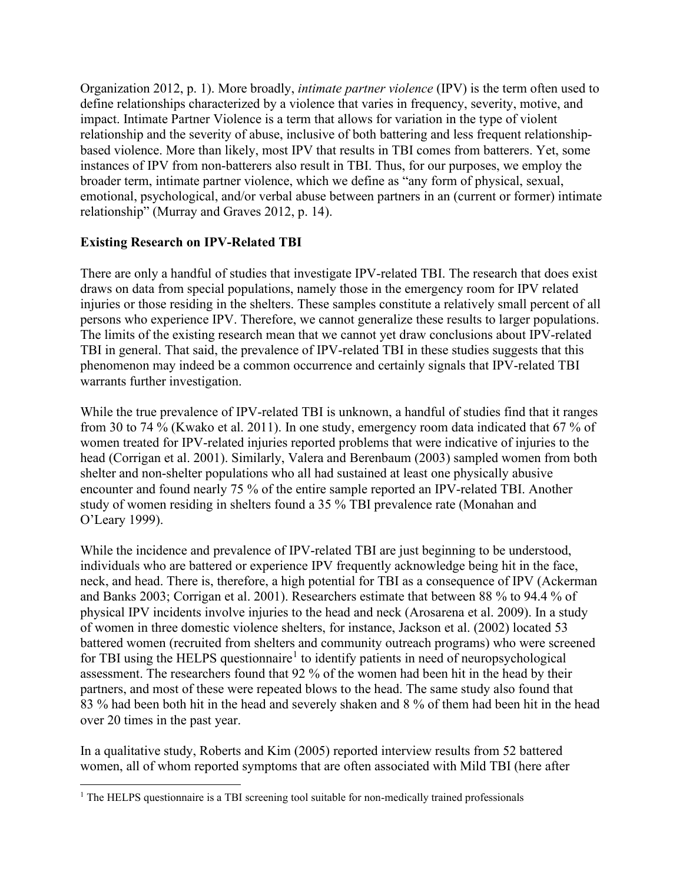Organization 2012, p. 1). More broadly, *intimate partner violence* (IPV) is the term often used to define relationships characterized by a violence that varies in frequency, severity, motive, and impact. Intimate Partner Violence is a term that allows for variation in the type of violent relationship and the severity of abuse, inclusive of both battering and less frequent relationship-based violence. More than likely, most IPV that results in TBI comes from batterers. Yet, some instances of IPV from non-batterers also result in TBI. Thus, for our purposes, we employ the broader term, intimate partner violence, which we define as "any form of physical, sexual, emotional, psychological, and/or verbal abuse between partners in an (current or former) intimate relationship" (Murray and Graves 2012, p. 14).

**Existing Research on IPV-Related TBI**

There are only a handful of studies that investigate IPV-related TBI. The research that does exist draws on data from special populations, namely those in the emergency room for IPV related injuries or those residing in the shelters. These samples constitute a relatively small percent of all persons who experience IPV. Therefore, we cannot generalize these results to larger populations. The limits of the existing research mean that we cannot yet draw conclusions about IPV-related TBI in general. That said, the prevalence of IPV-related TBI in these studies suggests that this phenomenon may indeed be a common occurrence and certainly signals that IPV-related TBI warrants further investigation.

While the true prevalence of IPV-related TBI is unknown, a handful of studies find that it ranges from 30 to 74 % (Kwako et al. 2011). In one study, emergency room data indicated that 67 % of women treated for IPV-related injuries reported problems that were indicative of injuries to the head (Corrigan et al. 2001). Similarly, Valera and Berenbaum (2003) sampled women from both shelter and non-shelter populations who all had sustained at least one physically abusive encounter and found nearly 75 % of the entire sample reported an IPV-related TBI. Another study of women residing in shelters found a 35 % TBI prevalence rate (Monahan and O'Leary 1999).

While the incidence and prevalence of IPV-related TBI are just beginning to be understood, individuals who are battered or experience IPV frequently acknowledge being hit in the face, neck, and head. There is, therefore, a high potential for TBI as a consequence of IPV (Ackerman and Banks 2003; Corrigan et al. 2001). Researchers estimate that between 88 % to 94.4 % of physical IPV incidents involve injuries to the head and neck (Arosarena et al. 2009). In a study of women in three domestic violence shelters, for instance, Jackson et al. (2002) located 53 battered women (recruited from shelters and community outreach programs) who were screened for TBI using the HELPS questionnaire[1] to identify patients in need of neuropsychological assessment. The researchers found that 92 % of the women had been hit in the head by their partners, and most of these were repeated blows to the head. The same study also found that 83 % had been both hit in the head and severely shaken and 8 % of them had been hit in the head over 20 times in the past year.

In a qualitative study, Roberts and Kim (2005) reported interview results from 52 battered women, all of whom reported symptoms that are often associated with Mild TBI (here after

[1] The HELPS questionnaire is a TBI screening tool suitable for non-medically trained professionals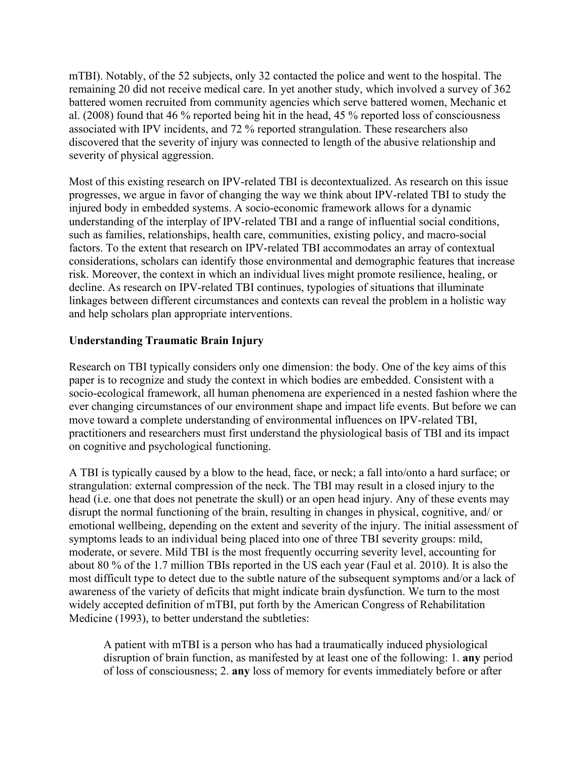mTBI). Notably, of the 52 subjects, only 32 contacted the police and went to the hospital. The remaining 20 did not receive medical care. In yet another study, which involved a survey of 362 battered women recruited from community agencies which serve battered women, Mechanic et al. (2008) found that 46 % reported being hit in the head, 45 % reported loss of consciousness associated with IPV incidents, and 72 % reported strangulation. These researchers also discovered that the severity of injury was connected to length of the abusive relationship and severity of physical aggression.

Most of this existing research on IPV-related TBI is decontextualized. As research on this issue progresses, we argue in favor of changing the way we think about IPV-related TBI to study the injured body in embedded systems. A socio-economic framework allows for a dynamic understanding of the interplay of IPV-related TBI and a range of influential social conditions, such as families, relationships, health care, communities, existing policy, and macro-social factors. To the extent that research on IPV-related TBI accommodates an array of contextual considerations, scholars can identify those environmental and demographic features that increase risk. Moreover, the context in which an individual lives might promote resilience, healing, or decline. As research on IPV-related TBI continues, typologies of situations that illuminate linkages between different circumstances and contexts can reveal the problem in a holistic way and help scholars plan appropriate interventions.

## Understanding Traumatic Brain Injury

Research on TBI typically considers only one dimension: the body. One of the key aims of this paper is to recognize and study the context in which bodies are embedded. Consistent with a socio-ecological framework, all human phenomena are experienced in a nested fashion where the ever changing circumstances of our environment shape and impact life events. But before we can move toward a complete understanding of environmental influences on IPV-related TBI, practitioners and researchers must first understand the physiological basis of TBI and its impact on cognitive and psychological functioning.

A TBI is typically caused by a blow to the head, face, or neck; a fall into/onto a hard surface; or strangulation: external compression of the neck. The TBI may result in a closed injury to the head (i.e. one that does not penetrate the skull) or an open head injury. Any of these events may disrupt the normal functioning of the brain, resulting in changes in physical, cognitive, and/ or emotional wellbeing, depending on the extent and severity of the injury. The initial assessment of symptoms leads to an individual being placed into one of three TBI severity groups: mild, moderate, or severe. Mild TBI is the most frequently occurring severity level, accounting for about 80 % of the 1.7 million TBIs reported in the US each year (Faul et al. 2010). It is also the most difficult type to detect due to the subtle nature of the subsequent symptoms and/or a lack of awareness of the variety of deficits that might indicate brain dysfunction. We turn to the most widely accepted definition of mTBI, put forth by the American Congress of Rehabilitation Medicine (1993), to better understand the subtleties:

> A patient with mTBI is a person who has had a traumatically induced physiological disruption of brain function, as manifested by at least one of the following: 1. **any** period of loss of consciousness; 2. **any** loss of memory for events immediately before or after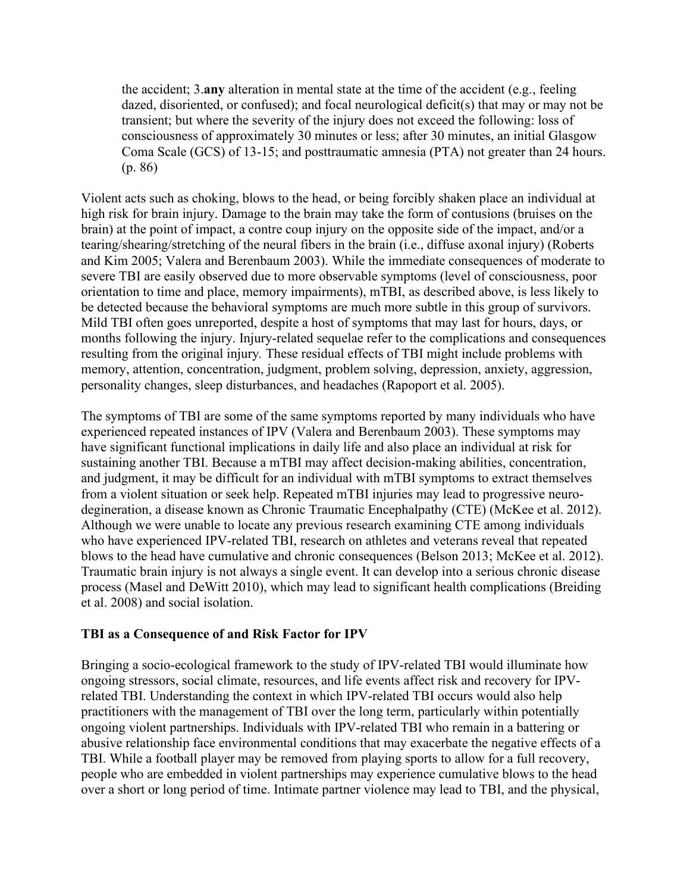> the accident; 3.**any** alteration in mental state at the time of the accident (e.g., feeling dazed, disoriented, or confused); and focal neurological deficit(s) that may or may not be transient; but where the severity of the injury does not exceed the following: loss of consciousness of approximately 30 minutes or less; after 30 minutes, an initial Glasgow Coma Scale (GCS) of 13-15; and posttraumatic amnesia (PTA) not greater than 24 hours. (p. 86)

Violent acts such as choking, blows to the head, or being forcibly shaken place an individual at high risk for brain injury. Damage to the brain may take the form of contusions (bruises on the brain) at the point of impact, a contre coup injury on the opposite side of the impact, and/or a tearing/shearing/stretching of the neural fibers in the brain (i.e., diffuse axonal injury) (Roberts and Kim 2005; Valera and Berenbaum 2003). While the immediate consequences of moderate to severe TBI are easily observed due to more observable symptoms (level of consciousness, poor orientation to time and place, memory impairments), mTBI, as described above, is less likely to be detected because the behavioral symptoms are much more subtle in this group of survivors. Mild TBI often goes unreported, despite a host of symptoms that may last for hours, days, or months following the injury. Injury-related sequelae refer to the complications and consequences resulting from the original injury. These residual effects of TBI might include problems with memory, attention, concentration, judgment, problem solving, depression, anxiety, aggression, personality changes, sleep disturbances, and headaches (Rapoport et al. 2005).

The symptoms of TBI are some of the same symptoms reported by many individuals who have experienced repeated instances of IPV (Valera and Berenbaum 2003). These symptoms may have significant functional implications in daily life and also place an individual at risk for sustaining another TBI. Because a mTBI may affect decision-making abilities, concentration, and judgment, it may be difficult for an individual with mTBI symptoms to extract themselves from a violent situation or seek help. Repeated mTBI injuries may lead to progressive neuro-degineration, a disease known as Chronic Traumatic Encephalpathy (CTE) (McKee et al. 2012). Although we were unable to locate any previous research examining CTE among individuals who have experienced IPV-related TBI, research on athletes and veterans reveal that repeated blows to the head have cumulative and chronic consequences (Belson 2013; McKee et al. 2012). Traumatic brain injury is not always a single event. It can develop into a serious chronic disease process (Masel and DeWitt 2010), which may lead to significant health complications (Breiding et al. 2008) and social isolation.

### TBI as a Consequence of and Risk Factor for IPV

Bringing a socio-ecological framework to the study of IPV-related TBI would illuminate how ongoing stressors, social climate, resources, and life events affect risk and recovery for IPV-related TBI. Understanding the context in which IPV-related TBI occurs would also help practitioners with the management of TBI over the long term, particularly within potentially ongoing violent partnerships. Individuals with IPV-related TBI who remain in a battering or abusive relationship face environmental conditions that may exacerbate the negative effects of a TBI. While a football player may be removed from playing sports to allow for a full recovery, people who are embedded in violent partnerships may experience cumulative blows to the head over a short or long period of time. Intimate partner violence may lead to TBI, and the physical,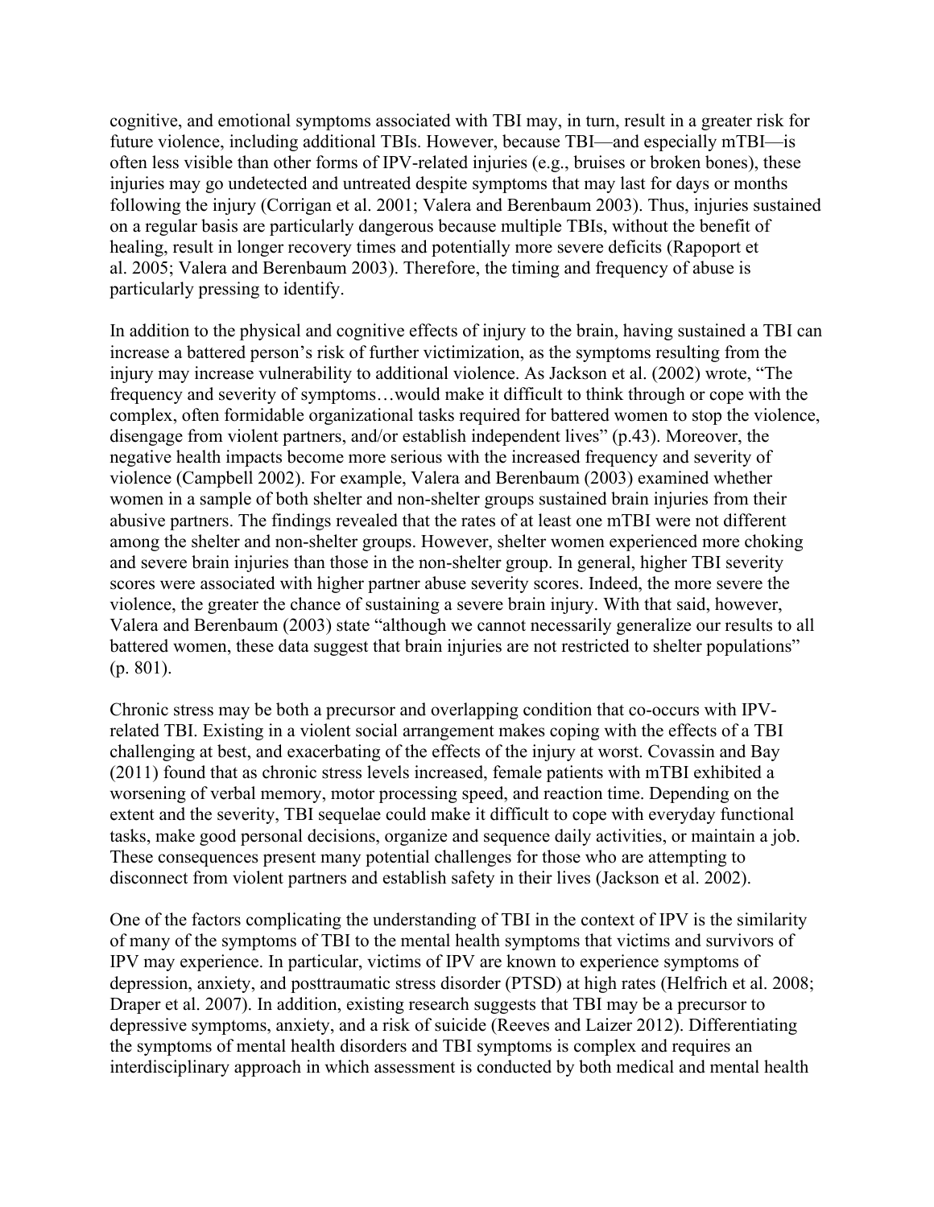cognitive, and emotional symptoms associated with TBI may, in turn, result in a greater risk for future violence, including additional TBIs. However, because TBI—and especially mTBI—is often less visible than other forms of IPV-related injuries (e.g., bruises or broken bones), these injuries may go undetected and untreated despite symptoms that may last for days or months following the injury (Corrigan et al. 2001; Valera and Berenbaum 2003). Thus, injuries sustained on a regular basis are particularly dangerous because multiple TBIs, without the benefit of healing, result in longer recovery times and potentially more severe deficits (Rapoport et al. 2005; Valera and Berenbaum 2003). Therefore, the timing and frequency of abuse is particularly pressing to identify.

In addition to the physical and cognitive effects of injury to the brain, having sustained a TBI can increase a battered person's risk of further victimization, as the symptoms resulting from the injury may increase vulnerability to additional violence. As Jackson et al. (2002) wrote, "The frequency and severity of symptoms…would make it difficult to think through or cope with the complex, often formidable organizational tasks required for battered women to stop the violence, disengage from violent partners, and/or establish independent lives" (p.43). Moreover, the negative health impacts become more serious with the increased frequency and severity of violence (Campbell 2002). For example, Valera and Berenbaum (2003) examined whether women in a sample of both shelter and non-shelter groups sustained brain injuries from their abusive partners. The findings revealed that the rates of at least one mTBI were not different among the shelter and non-shelter groups. However, shelter women experienced more choking and severe brain injuries than those in the non-shelter group. In general, higher TBI severity scores were associated with higher partner abuse severity scores. Indeed, the more severe the violence, the greater the chance of sustaining a severe brain injury. With that said, however, Valera and Berenbaum (2003) state "although we cannot necessarily generalize our results to all battered women, these data suggest that brain injuries are not restricted to shelter populations" (p. 801).

Chronic stress may be both a precursor and overlapping condition that co-occurs with IPV-related TBI. Existing in a violent social arrangement makes coping with the effects of a TBI challenging at best, and exacerbating of the effects of the injury at worst. Covassin and Bay (2011) found that as chronic stress levels increased, female patients with mTBI exhibited a worsening of verbal memory, motor processing speed, and reaction time. Depending on the extent and the severity, TBI sequelae could make it difficult to cope with everyday functional tasks, make good personal decisions, organize and sequence daily activities, or maintain a job. These consequences present many potential challenges for those who are attempting to disconnect from violent partners and establish safety in their lives (Jackson et al. 2002).

One of the factors complicating the understanding of TBI in the context of IPV is the similarity of many of the symptoms of TBI to the mental health symptoms that victims and survivors of IPV may experience. In particular, victims of IPV are known to experience symptoms of depression, anxiety, and posttraumatic stress disorder (PTSD) at high rates (Helfrich et al. 2008; Draper et al. 2007). In addition, existing research suggests that TBI may be a precursor to depressive symptoms, anxiety, and a risk of suicide (Reeves and Laizer 2012). Differentiating the symptoms of mental health disorders and TBI symptoms is complex and requires an interdisciplinary approach in which assessment is conducted by both medical and mental health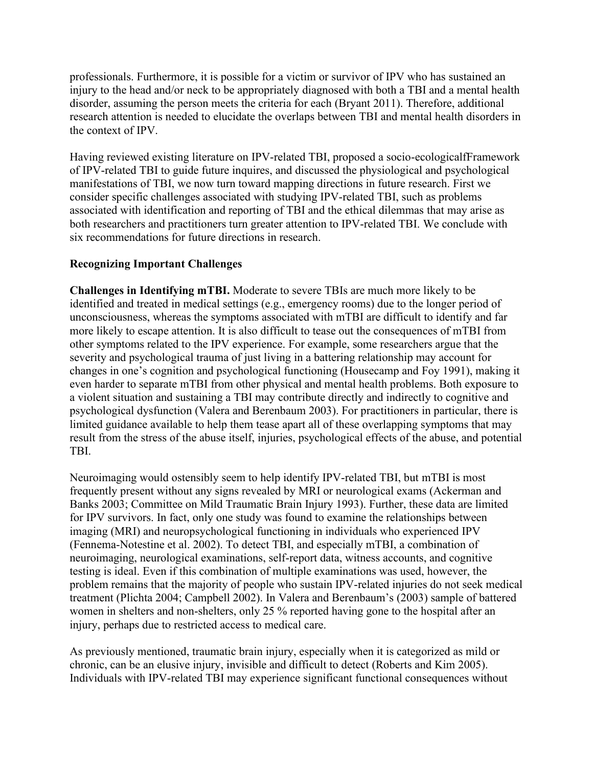professionals. Furthermore, it is possible for a victim or survivor of IPV who has sustained an injury to the head and/or neck to be appropriately diagnosed with both a TBI and a mental health disorder, assuming the person meets the criteria for each (Bryant 2011). Therefore, additional research attention is needed to elucidate the overlaps between TBI and mental health disorders in the context of IPV.

Having reviewed existing literature on IPV-related TBI, proposed a socio-ecologicalfFramework of IPV-related TBI to guide future inquires, and discussed the physiological and psychological manifestations of TBI, we now turn toward mapping directions in future research. First we consider specific challenges associated with studying IPV-related TBI, such as problems associated with identification and reporting of TBI and the ethical dilemmas that may arise as both researchers and practitioners turn greater attention to IPV-related TBI. We conclude with six recommendations for future directions in research.

**Recognizing Important Challenges**

**Challenges in Identifying mTBI.** Moderate to severe TBIs are much more likely to be identified and treated in medical settings (e.g., emergency rooms) due to the longer period of unconsciousness, whereas the symptoms associated with mTBI are difficult to identify and far more likely to escape attention. It is also difficult to tease out the consequences of mTBI from other symptoms related to the IPV experience. For example, some researchers argue that the severity and psychological trauma of just living in a battering relationship may account for changes in one's cognition and psychological functioning (Housecamp and Foy 1991), making it even harder to separate mTBI from other physical and mental health problems. Both exposure to a violent situation and sustaining a TBI may contribute directly and indirectly to cognitive and psychological dysfunction (Valera and Berenbaum 2003). For practitioners in particular, there is limited guidance available to help them tease apart all of these overlapping symptoms that may result from the stress of the abuse itself, injuries, psychological effects of the abuse, and potential TBI.

Neuroimaging would ostensibly seem to help identify IPV-related TBI, but mTBI is most frequently present without any signs revealed by MRI or neurological exams (Ackerman and Banks 2003; Committee on Mild Traumatic Brain Injury 1993). Further, these data are limited for IPV survivors. In fact, only one study was found to examine the relationships between imaging (MRI) and neuropsychological functioning in individuals who experienced IPV (Fennema-Notestine et al. 2002). To detect TBI, and especially mTBI, a combination of neuroimaging, neurological examinations, self-report data, witness accounts, and cognitive testing is ideal. Even if this combination of multiple examinations was used, however, the problem remains that the majority of people who sustain IPV-related injuries do not seek medical treatment (Plichta 2004; Campbell 2002). In Valera and Berenbaum's (2003) sample of battered women in shelters and non-shelters, only 25 % reported having gone to the hospital after an injury, perhaps due to restricted access to medical care.

As previously mentioned, traumatic brain injury, especially when it is categorized as mild or chronic, can be an elusive injury, invisible and difficult to detect (Roberts and Kim 2005). Individuals with IPV-related TBI may experience significant functional consequences without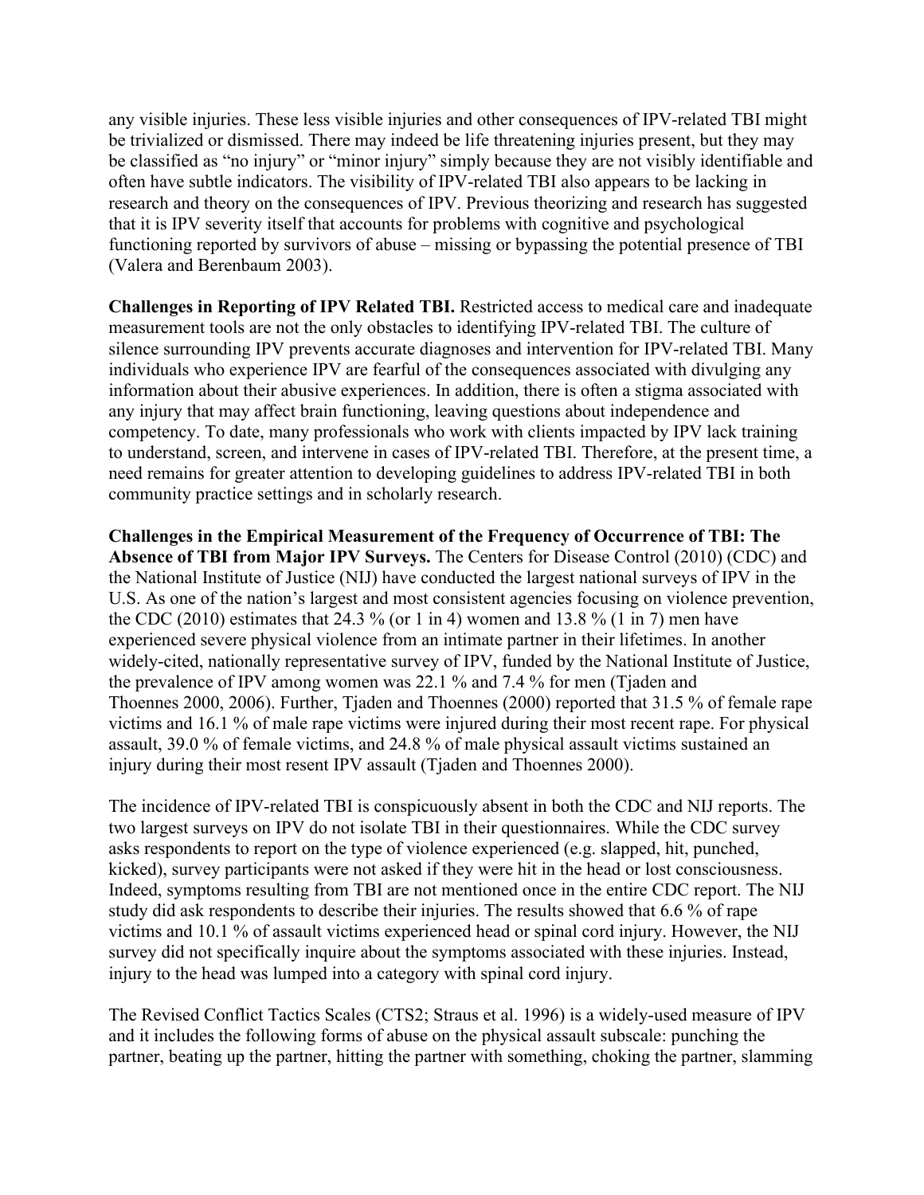any visible injuries. These less visible injuries and other consequences of IPV-related TBI might be trivialized or dismissed. There may indeed be life threatening injuries present, but they may be classified as "no injury" or "minor injury" simply because they are not visibly identifiable and often have subtle indicators. The visibility of IPV-related TBI also appears to be lacking in research and theory on the consequences of IPV. Previous theorizing and research has suggested that it is IPV severity itself that accounts for problems with cognitive and psychological functioning reported by survivors of abuse – missing or bypassing the potential presence of TBI (Valera and Berenbaum 2003).

**Challenges in Reporting of IPV Related TBI.** Restricted access to medical care and inadequate measurement tools are not the only obstacles to identifying IPV-related TBI. The culture of silence surrounding IPV prevents accurate diagnoses and intervention for IPV-related TBI. Many individuals who experience IPV are fearful of the consequences associated with divulging any information about their abusive experiences. In addition, there is often a stigma associated with any injury that may affect brain functioning, leaving questions about independence and competency. To date, many professionals who work with clients impacted by IPV lack training to understand, screen, and intervene in cases of IPV-related TBI. Therefore, at the present time, a need remains for greater attention to developing guidelines to address IPV-related TBI in both community practice settings and in scholarly research.

**Challenges in the Empirical Measurement of the Frequency of Occurrence of TBI: The Absence of TBI from Major IPV Surveys.** The Centers for Disease Control (2010) (CDC) and the National Institute of Justice (NIJ) have conducted the largest national surveys of IPV in the U.S. As one of the nation's largest and most consistent agencies focusing on violence prevention, the CDC (2010) estimates that 24.3 % (or 1 in 4) women and 13.8 % (1 in 7) men have experienced severe physical violence from an intimate partner in their lifetimes. In another widely-cited, nationally representative survey of IPV, funded by the National Institute of Justice, the prevalence of IPV among women was 22.1 % and 7.4 % for men (Tjaden and Thoennes 2000, 2006). Further, Tjaden and Thoennes (2000) reported that 31.5 % of female rape victims and 16.1 % of male rape victims were injured during their most recent rape. For physical assault, 39.0 % of female victims, and 24.8 % of male physical assault victims sustained an injury during their most resent IPV assault (Tjaden and Thoennes 2000).

The incidence of IPV-related TBI is conspicuously absent in both the CDC and NIJ reports. The two largest surveys on IPV do not isolate TBI in their questionnaires. While the CDC survey asks respondents to report on the type of violence experienced (e.g. slapped, hit, punched, kicked), survey participants were not asked if they were hit in the head or lost consciousness. Indeed, symptoms resulting from TBI are not mentioned once in the entire CDC report. The NIJ study did ask respondents to describe their injuries. The results showed that 6.6 % of rape victims and 10.1 % of assault victims experienced head or spinal cord injury. However, the NIJ survey did not specifically inquire about the symptoms associated with these injuries. Instead, injury to the head was lumped into a category with spinal cord injury.

The Revised Conflict Tactics Scales (CTS2; Straus et al. 1996) is a widely-used measure of IPV and it includes the following forms of abuse on the physical assault subscale: punching the partner, beating up the partner, hitting the partner with something, choking the partner, slamming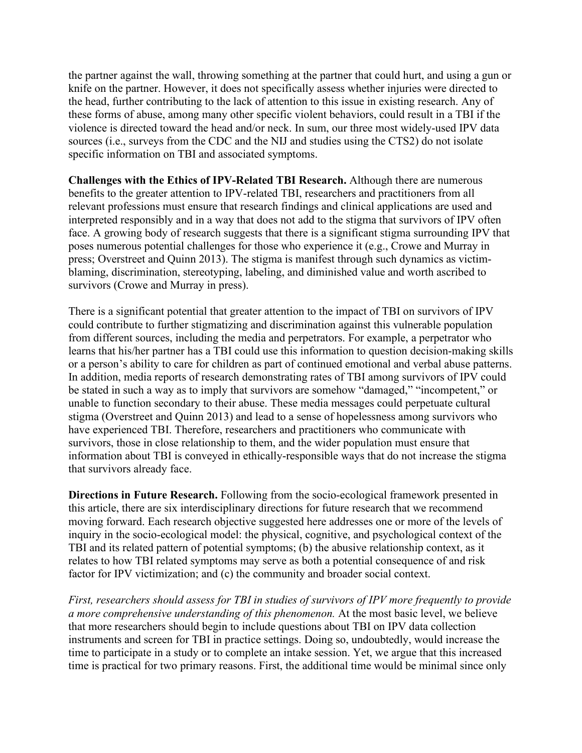the partner against the wall, throwing something at the partner that could hurt, and using a gun or knife on the partner. However, it does not specifically assess whether injuries were directed to the head, further contributing to the lack of attention to this issue in existing research. Any of these forms of abuse, among many other specific violent behaviors, could result in a TBI if the violence is directed toward the head and/or neck. In sum, our three most widely-used IPV data sources (i.e., surveys from the CDC and the NIJ and studies using the CTS2) do not isolate specific information on TBI and associated symptoms.

**Challenges with the Ethics of IPV-Related TBI Research.** Although there are numerous benefits to the greater attention to IPV-related TBI, researchers and practitioners from all relevant professions must ensure that research findings and clinical applications are used and interpreted responsibly and in a way that does not add to the stigma that survivors of IPV often face. A growing body of research suggests that there is a significant stigma surrounding IPV that poses numerous potential challenges for those who experience it (e.g., Crowe and Murray in press; Overstreet and Quinn 2013). The stigma is manifest through such dynamics as victim-blaming, discrimination, stereotyping, labeling, and diminished value and worth ascribed to survivors (Crowe and Murray in press).

There is a significant potential that greater attention to the impact of TBI on survivors of IPV could contribute to further stigmatizing and discrimination against this vulnerable population from different sources, including the media and perpetrators. For example, a perpetrator who learns that his/her partner has a TBI could use this information to question decision-making skills or a person's ability to care for children as part of continued emotional and verbal abuse patterns. In addition, media reports of research demonstrating rates of TBI among survivors of IPV could be stated in such a way as to imply that survivors are somehow "damaged," "incompetent," or unable to function secondary to their abuse. These media messages could perpetuate cultural stigma (Overstreet and Quinn 2013) and lead to a sense of hopelessness among survivors who have experienced TBI. Therefore, researchers and practitioners who communicate with survivors, those in close relationship to them, and the wider population must ensure that information about TBI is conveyed in ethically-responsible ways that do not increase the stigma that survivors already face.

**Directions in Future Research.** Following from the socio-ecological framework presented in this article, there are six interdisciplinary directions for future research that we recommend moving forward. Each research objective suggested here addresses one or more of the levels of inquiry in the socio-ecological model: the physical, cognitive, and psychological context of the TBI and its related pattern of potential symptoms; (b) the abusive relationship context, as it relates to how TBI related symptoms may serve as both a potential consequence of and risk factor for IPV victimization; and (c) the community and broader social context.

*First, researchers should assess for TBI in studies of survivors of IPV more frequently to provide a more comprehensive understanding of this phenomenon.* At the most basic level, we believe that more researchers should begin to include questions about TBI on IPV data collection instruments and screen for TBI in practice settings. Doing so, undoubtedly, would increase the time to participate in a study or to complete an intake session. Yet, we argue that this increased time is practical for two primary reasons. First, the additional time would be minimal since only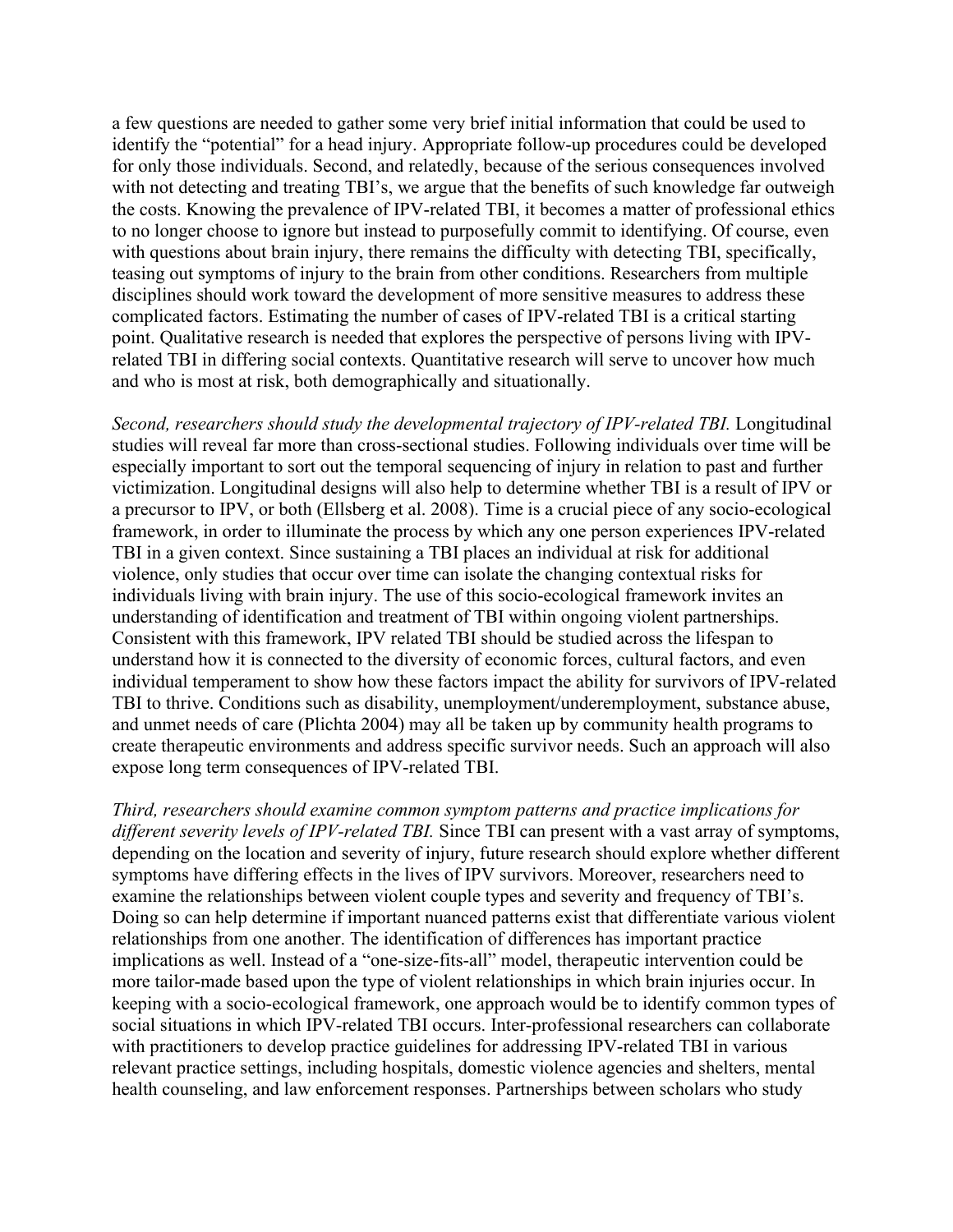a few questions are needed to gather some very brief initial information that could be used to identify the "potential" for a head injury. Appropriate follow-up procedures could be developed for only those individuals. Second, and relatedly, because of the serious consequences involved with not detecting and treating TBI's, we argue that the benefits of such knowledge far outweigh the costs. Knowing the prevalence of IPV-related TBI, it becomes a matter of professional ethics to no longer choose to ignore but instead to purposefully commit to identifying. Of course, even with questions about brain injury, there remains the difficulty with detecting TBI, specifically, teasing out symptoms of injury to the brain from other conditions. Researchers from multiple disciplines should work toward the development of more sensitive measures to address these complicated factors. Estimating the number of cases of IPV-related TBI is a critical starting point. Qualitative research is needed that explores the perspective of persons living with IPV-related TBI in differing social contexts. Quantitative research will serve to uncover how much and who is most at risk, both demographically and situationally.

*Second, researchers should study the developmental trajectory of IPV-related TBI.* Longitudinal studies will reveal far more than cross-sectional studies. Following individuals over time will be especially important to sort out the temporal sequencing of injury in relation to past and further victimization. Longitudinal designs will also help to determine whether TBI is a result of IPV or a precursor to IPV, or both (Ellsberg et al. 2008). Time is a crucial piece of any socio-ecological framework, in order to illuminate the process by which any one person experiences IPV-related TBI in a given context. Since sustaining a TBI places an individual at risk for additional violence, only studies that occur over time can isolate the changing contextual risks for individuals living with brain injury. The use of this socio-ecological framework invites an understanding of identification and treatment of TBI within ongoing violent partnerships. Consistent with this framework, IPV related TBI should be studied across the lifespan to understand how it is connected to the diversity of economic forces, cultural factors, and even individual temperament to show how these factors impact the ability for survivors of IPV-related TBI to thrive. Conditions such as disability, unemployment/underemployment, substance abuse, and unmet needs of care (Plichta 2004) may all be taken up by community health programs to create therapeutic environments and address specific survivor needs. Such an approach will also expose long term consequences of IPV-related TBI.

*Third, researchers should examine common symptom patterns and practice implications for different severity levels of IPV-related TBI.* Since TBI can present with a vast array of symptoms, depending on the location and severity of injury, future research should explore whether different symptoms have differing effects in the lives of IPV survivors. Moreover, researchers need to examine the relationships between violent couple types and severity and frequency of TBI's. Doing so can help determine if important nuanced patterns exist that differentiate various violent relationships from one another. The identification of differences has important practice implications as well. Instead of a "one-size-fits-all" model, therapeutic intervention could be more tailor-made based upon the type of violent relationships in which brain injuries occur. In keeping with a socio-ecological framework, one approach would be to identify common types of social situations in which IPV-related TBI occurs. Inter-professional researchers can collaborate with practitioners to develop practice guidelines for addressing IPV-related TBI in various relevant practice settings, including hospitals, domestic violence agencies and shelters, mental health counseling, and law enforcement responses. Partnerships between scholars who study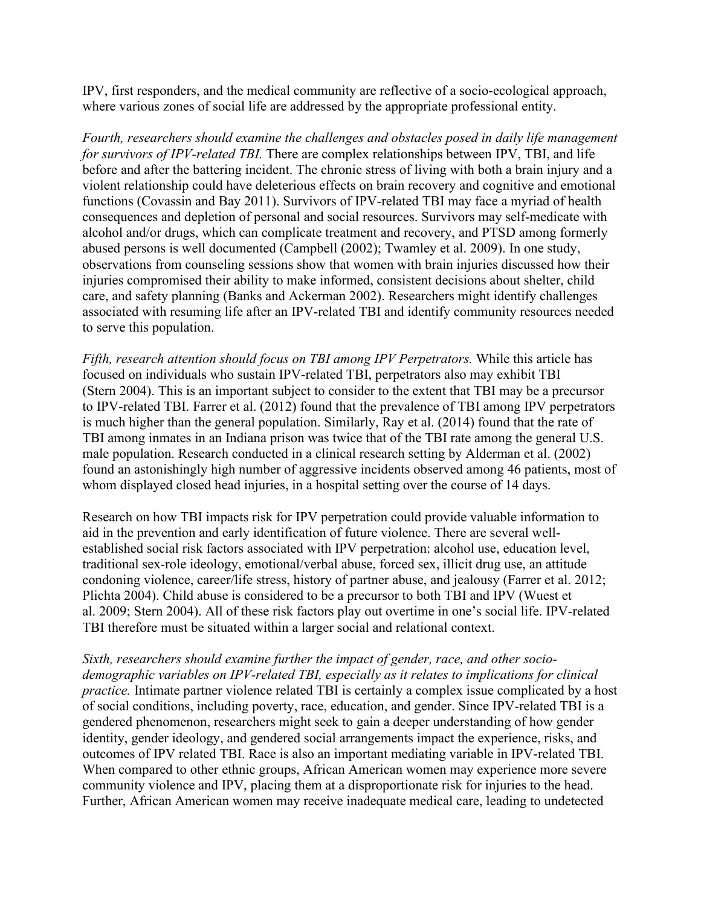IPV, first responders, and the medical community are reflective of a socio-ecological approach, where various zones of social life are addressed by the appropriate professional entity.

*Fourth, researchers should examine the challenges and obstacles posed in daily life management for survivors of IPV-related TBI.* There are complex relationships between IPV, TBI, and life before and after the battering incident. The chronic stress of living with both a brain injury and a violent relationship could have deleterious effects on brain recovery and cognitive and emotional functions (Covassin and Bay 2011). Survivors of IPV-related TBI may face a myriad of health consequences and depletion of personal and social resources. Survivors may self-medicate with alcohol and/or drugs, which can complicate treatment and recovery, and PTSD among formerly abused persons is well documented (Campbell (2002); Twamley et al. 2009). In one study, observations from counseling sessions show that women with brain injuries discussed how their injuries compromised their ability to make informed, consistent decisions about shelter, child care, and safety planning (Banks and Ackerman 2002). Researchers might identify challenges associated with resuming life after an IPV-related TBI and identify community resources needed to serve this population.

*Fifth, research attention should focus on TBI among IPV Perpetrators.* While this article has focused on individuals who sustain IPV-related TBI, perpetrators also may exhibit TBI (Stern 2004). This is an important subject to consider to the extent that TBI may be a precursor to IPV-related TBI. Farrer et al. (2012) found that the prevalence of TBI among IPV perpetrators is much higher than the general population. Similarly, Ray et al. (2014) found that the rate of TBI among inmates in an Indiana prison was twice that of the TBI rate among the general U.S. male population. Research conducted in a clinical research setting by Alderman et al. (2002) found an astonishingly high number of aggressive incidents observed among 46 patients, most of whom displayed closed head injuries, in a hospital setting over the course of 14 days.

Research on how TBI impacts risk for IPV perpetration could provide valuable information to aid in the prevention and early identification of future violence. There are several well-established social risk factors associated with IPV perpetration: alcohol use, education level, traditional sex-role ideology, emotional/verbal abuse, forced sex, illicit drug use, an attitude condoning violence, career/life stress, history of partner abuse, and jealousy (Farrer et al. 2012; Plichta 2004). Child abuse is considered to be a precursor to both TBI and IPV (Wuest et al. 2009; Stern 2004). All of these risk factors play out overtime in one's social life. IPV-related TBI therefore must be situated within a larger social and relational context.

*Sixth, researchers should examine further the impact of gender, race, and other socio-demographic variables on IPV-related TBI, especially as it relates to implications for clinical practice.* Intimate partner violence related TBI is certainly a complex issue complicated by a host of social conditions, including poverty, race, education, and gender. Since IPV-related TBI is a gendered phenomenon, researchers might seek to gain a deeper understanding of how gender identity, gender ideology, and gendered social arrangements impact the experience, risks, and outcomes of IPV related TBI. Race is also an important mediating variable in IPV-related TBI. When compared to other ethnic groups, African American women may experience more severe community violence and IPV, placing them at a disproportionate risk for injuries to the head. Further, African American women may receive inadequate medical care, leading to undetected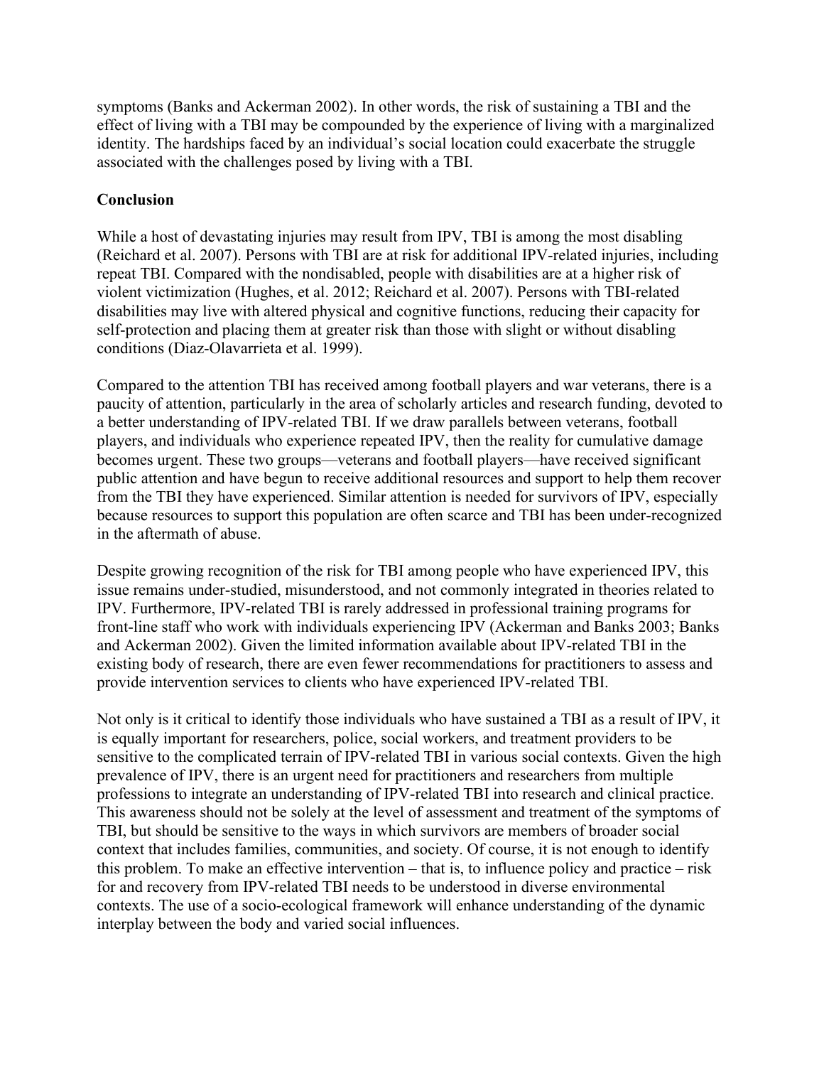symptoms (Banks and Ackerman 2002). In other words, the risk of sustaining a TBI and the effect of living with a TBI may be compounded by the experience of living with a marginalized identity. The hardships faced by an individual's social location could exacerbate the struggle associated with the challenges posed by living with a TBI.

## Conclusion

While a host of devastating injuries may result from IPV, TBI is among the most disabling (Reichard et al. 2007). Persons with TBI are at risk for additional IPV-related injuries, including repeat TBI. Compared with the nondisabled, people with disabilities are at a higher risk of violent victimization (Hughes, et al. 2012; Reichard et al. 2007). Persons with TBI-related disabilities may live with altered physical and cognitive functions, reducing their capacity for self-protection and placing them at greater risk than those with slight or without disabling conditions (Diaz-Olavarrieta et al. 1999).

Compared to the attention TBI has received among football players and war veterans, there is a paucity of attention, particularly in the area of scholarly articles and research funding, devoted to a better understanding of IPV-related TBI. If we draw parallels between veterans, football players, and individuals who experience repeated IPV, then the reality for cumulative damage becomes urgent. These two groups—veterans and football players—have received significant public attention and have begun to receive additional resources and support to help them recover from the TBI they have experienced. Similar attention is needed for survivors of IPV, especially because resources to support this population are often scarce and TBI has been under-recognized in the aftermath of abuse.

Despite growing recognition of the risk for TBI among people who have experienced IPV, this issue remains under-studied, misunderstood, and not commonly integrated in theories related to IPV. Furthermore, IPV-related TBI is rarely addressed in professional training programs for front-line staff who work with individuals experiencing IPV (Ackerman and Banks 2003; Banks and Ackerman 2002). Given the limited information available about IPV-related TBI in the existing body of research, there are even fewer recommendations for practitioners to assess and provide intervention services to clients who have experienced IPV-related TBI.

Not only is it critical to identify those individuals who have sustained a TBI as a result of IPV, it is equally important for researchers, police, social workers, and treatment providers to be sensitive to the complicated terrain of IPV-related TBI in various social contexts. Given the high prevalence of IPV, there is an urgent need for practitioners and researchers from multiple professions to integrate an understanding of IPV-related TBI into research and clinical practice. This awareness should not be solely at the level of assessment and treatment of the symptoms of TBI, but should be sensitive to the ways in which survivors are members of broader social context that includes families, communities, and society. Of course, it is not enough to identify this problem. To make an effective intervention – that is, to influence policy and practice – risk for and recovery from IPV-related TBI needs to be understood in diverse environmental contexts. The use of a socio-ecological framework will enhance understanding of the dynamic interplay between the body and varied social influences.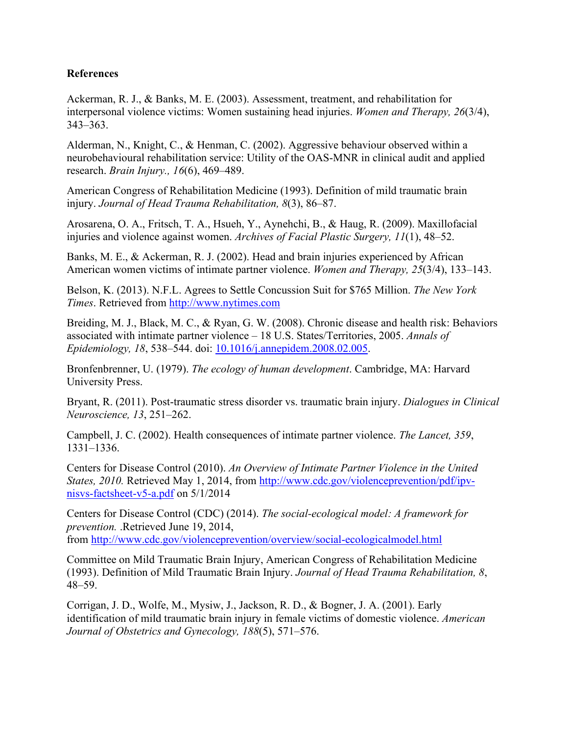**References**

Ackerman, R. J., & Banks, M. E. (2003). Assessment, treatment, and rehabilitation for interpersonal violence victims: Women sustaining head injuries. *Women and Therapy, 26*(3/4), 343–363.

Alderman, N., Knight, C., & Henman, C. (2002). Aggressive behaviour observed within a neurobehavioural rehabilitation service: Utility of the OAS-MNR in clinical audit and applied research. *Brain Injury., 16*(6), 469–489.

American Congress of Rehabilitation Medicine (1993). Definition of mild traumatic brain injury. *Journal of Head Trauma Rehabilitation, 8*(3), 86–87.

Arosarena, O. A., Fritsch, T. A., Hsueh, Y., Aynehchi, B., & Haug, R. (2009). Maxillofacial injuries and violence against women. *Archives of Facial Plastic Surgery, 11*(1), 48–52.

Banks, M. E., & Ackerman, R. J. (2002). Head and brain injuries experienced by African American women victims of intimate partner violence. *Women and Therapy, 25*(3/4), 133–143.

Belson, K. (2013). N.F.L. Agrees to Settle Concussion Suit for $765 Million. *The New York Times*. Retrieved from http://www.nytimes.com

Breiding, M. J., Black, M. C., & Ryan, G. W. (2008). Chronic disease and health risk: Behaviors associated with intimate partner violence – 18 U.S. States/Territories, 2005. *Annals of Epidemiology, 18*, 538–544. doi: 10.1016/j.annepidem.2008.02.005.

Bronfenbrenner, U. (1979). *The ecology of human development*. Cambridge, MA: Harvard University Press.

Bryant, R. (2011). Post-traumatic stress disorder vs. traumatic brain injury. *Dialogues in Clinical Neuroscience, 13*, 251–262.

Campbell, J. C. (2002). Health consequences of intimate partner violence. *The Lancet, 359*, 1331–1336.

Centers for Disease Control (2010). *An Overview of Intimate Partner Violence in the United States, 2010.* Retrieved May 1, 2014, from http://www.cdc.gov/violenceprevention/pdf/ipv-nisvs-factsheet-v5-a.pdf on 5/1/2014

Centers for Disease Control (CDC) (2014). *The social-ecological model: A framework for prevention.* .Retrieved June 19, 2014, from http://www.cdc.gov/violenceprevention/overview/social-ecologicalmodel.html

Committee on Mild Traumatic Brain Injury, American Congress of Rehabilitation Medicine (1993). Definition of Mild Traumatic Brain Injury. *Journal of Head Trauma Rehabilitation, 8*, 48–59.

Corrigan, J. D., Wolfe, M., Mysiw, J., Jackson, R. D., & Bogner, J. A. (2001). Early identification of mild traumatic brain injury in female victims of domestic violence. *American Journal of Obstetrics and Gynecology, 188*(5), 571–576.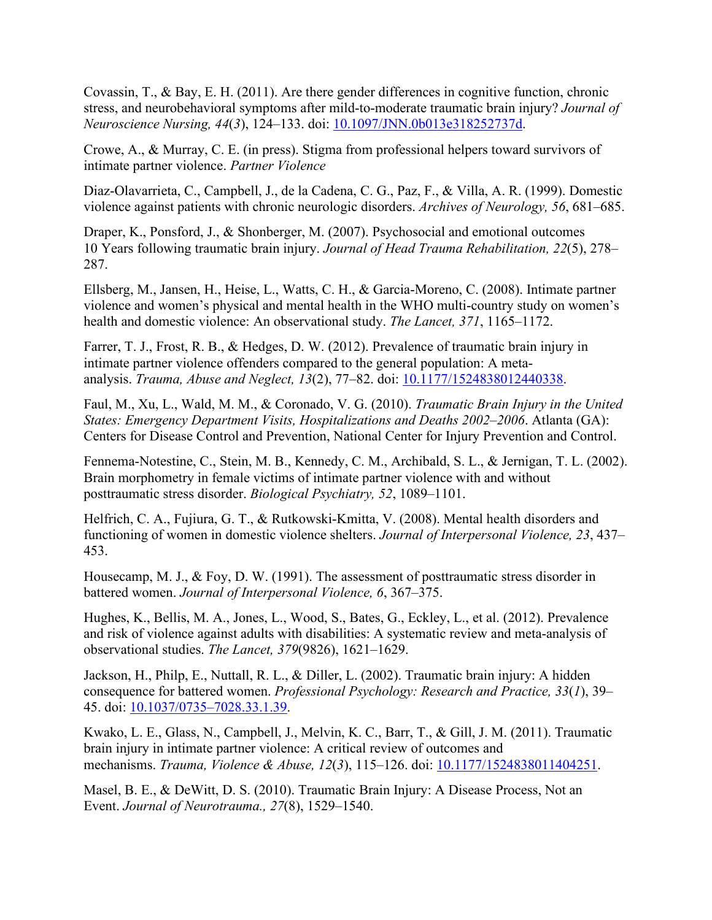Covassin, T., & Bay, E. H. (2011). Are there gender differences in cognitive function, chronic stress, and neurobehavioral symptoms after mild-to-moderate traumatic brain injury? *Journal of Neuroscience Nursing, 44*(*3*), 124–133. doi: [10.1097/JNN.0b013e318252737d](https://doi.org/10.1097/JNN.0b013e318252737d).

Crowe, A., & Murray, C. E. (in press). Stigma from professional helpers toward survivors of intimate partner violence. *Partner Violence*

Diaz-Olavarrieta, C., Campbell, J., de la Cadena, C. G., Paz, F., & Villa, A. R. (1999). Domestic violence against patients with chronic neurologic disorders. *Archives of Neurology, 56*, 681–685.

Draper, K., Ponsford, J., & Shonberger, M. (2007). Psychosocial and emotional outcomes 10 Years following traumatic brain injury. *Journal of Head Trauma Rehabilitation, 22*(5), 278–287.

Ellsberg, M., Jansen, H., Heise, L., Watts, C. H., & Garcia-Moreno, C. (2008). Intimate partner violence and women's physical and mental health in the WHO multi-country study on women's health and domestic violence: An observational study. *The Lancet, 371*, 1165–1172.

Farrer, T. J., Frost, R. B., & Hedges, D. W. (2012). Prevalence of traumatic brain injury in intimate partner violence offenders compared to the general population: A meta-analysis. *Trauma, Abuse and Neglect, 13*(2), 77–82. doi: [10.1177/1524838012440338](https://doi.org/10.1177/1524838012440338).

Faul, M., Xu, L., Wald, M. M., & Coronado, V. G. (2010). *Traumatic Brain Injury in the United States: Emergency Department Visits, Hospitalizations and Deaths 2002–2006*. Atlanta (GA): Centers for Disease Control and Prevention, National Center for Injury Prevention and Control.

Fennema-Notestine, C., Stein, M. B., Kennedy, C. M., Archibald, S. L., & Jernigan, T. L. (2002). Brain morphometry in female victims of intimate partner violence with and without posttraumatic stress disorder. *Biological Psychiatry, 52*, 1089–1101.

Helfrich, C. A., Fujiura, G. T., & Rutkowski-Kmitta, V. (2008). Mental health disorders and functioning of women in domestic violence shelters. *Journal of Interpersonal Violence, 23*, 437–453.

Housecamp, M. J., & Foy, D. W. (1991). The assessment of posttraumatic stress disorder in battered women. *Journal of Interpersonal Violence, 6*, 367–375.

Hughes, K., Bellis, M. A., Jones, L., Wood, S., Bates, G., Eckley, L., et al. (2012). Prevalence and risk of violence against adults with disabilities: A systematic review and meta-analysis of observational studies. *The Lancet, 379*(9826), 1621–1629.

Jackson, H., Philp, E., Nuttall, R. L., & Diller, L. (2002). Traumatic brain injury: A hidden consequence for battered women. *Professional Psychology: Research and Practice, 33*(*1*), 39–45. doi: [10.1037/0735–7028.33.1.39](https://doi.org/10.1037/0735-7028.33.1.39).

Kwako, L. E., Glass, N., Campbell, J., Melvin, K. C., Barr, T., & Gill, J. M. (2011). Traumatic brain injury in intimate partner violence: A critical review of outcomes and mechanisms. *Trauma, Violence & Abuse, 12*(*3*), 115–126. doi: [10.1177/1524838011404251](https://doi.org/10.1177/1524838011404251).

Masel, B. E., & DeWitt, D. S. (2010). Traumatic Brain Injury: A Disease Process, Not an Event. *Journal of Neurotrauma., 27*(8), 1529–1540.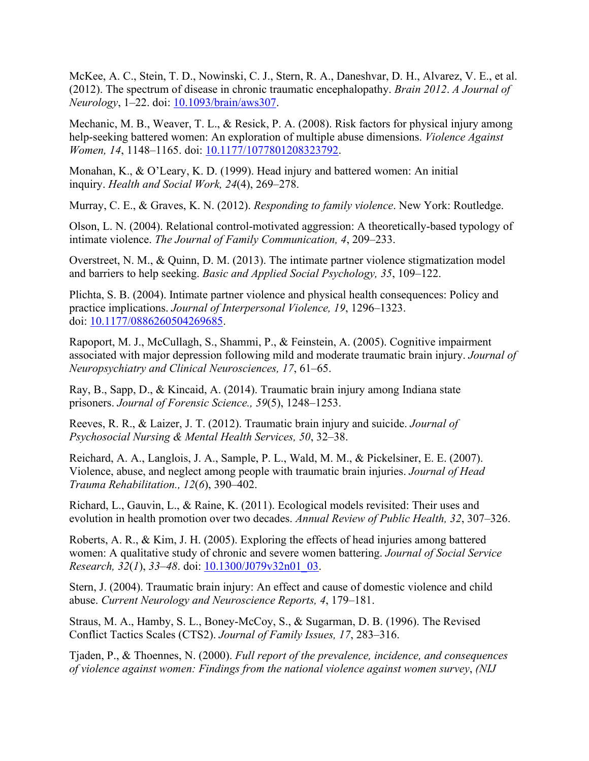McKee, A. C., Stein, T. D., Nowinski, C. J., Stern, R. A., Daneshvar, D. H., Alvarez, V. E., et al. (2012). The spectrum of disease in chronic traumatic encephalopathy. *Brain 2012*. *A Journal of Neurology*, 1–22. doi: 10.1093/brain/aws307.

Mechanic, M. B., Weaver, T. L., & Resick, P. A. (2008). Risk factors for physical injury among help-seeking battered women: An exploration of multiple abuse dimensions. *Violence Against Women, 14*, 1148–1165. doi: 10.1177/1077801208323792.

Monahan, K., & O'Leary, K. D. (1999). Head injury and battered women: An initial inquiry. *Health and Social Work, 24*(4), 269–278.

Murray, C. E., & Graves, K. N. (2012). *Responding to family violence*. New York: Routledge.

Olson, L. N. (2004). Relational control-motivated aggression: A theoretically-based typology of intimate violence. *The Journal of Family Communication, 4*, 209–233.

Overstreet, N. M., & Quinn, D. M. (2013). The intimate partner violence stigmatization model and barriers to help seeking. *Basic and Applied Social Psychology, 35*, 109–122.

Plichta, S. B. (2004). Intimate partner violence and physical health consequences: Policy and practice implications. *Journal of Interpersonal Violence, 19*, 1296–1323. doi: 10.1177/0886260504269685.

Rapoport, M. J., McCullagh, S., Shammi, P., & Feinstein, A. (2005). Cognitive impairment associated with major depression following mild and moderate traumatic brain injury. *Journal of Neuropsychiatry and Clinical Neurosciences, 17*, 61–65.

Ray, B., Sapp, D., & Kincaid, A. (2014). Traumatic brain injury among Indiana state prisoners. *Journal of Forensic Science., 59*(5), 1248–1253.

Reeves, R. R., & Laizer, J. T. (2012). Traumatic brain injury and suicide. *Journal of Psychosocial Nursing & Mental Health Services, 50*, 32–38.

Reichard, A. A., Langlois, J. A., Sample, P. L., Wald, M. M., & Pickelsiner, E. E. (2007). Violence, abuse, and neglect among people with traumatic brain injuries. *Journal of Head Trauma Rehabilitation., 12*(*6*), 390–402.

Richard, L., Gauvin, L., & Raine, K. (2011). Ecological models revisited: Their uses and evolution in health promotion over two decades. *Annual Review of Public Health, 32*, 307–326.

Roberts, A. R., & Kim, J. H. (2005). Exploring the effects of head injuries among battered women: A qualitative study of chronic and severe women battering. *Journal of Social Service Research, 32*(*1*), *33–48*. doi: 10.1300/J079v32n01_03.

Stern, J. (2004). Traumatic brain injury: An effect and cause of domestic violence and child abuse. *Current Neurology and Neuroscience Reports, 4*, 179–181.

Straus, M. A., Hamby, S. L., Boney-McCoy, S., & Sugarman, D. B. (1996). The Revised Conflict Tactics Scales (CTS2). *Journal of Family Issues, 17*, 283–316.

Tjaden, P., & Thoennes, N. (2000). *Full report of the prevalence, incidence, and consequences of violence against women: Findings from the national violence against women survey*, *(NIJ*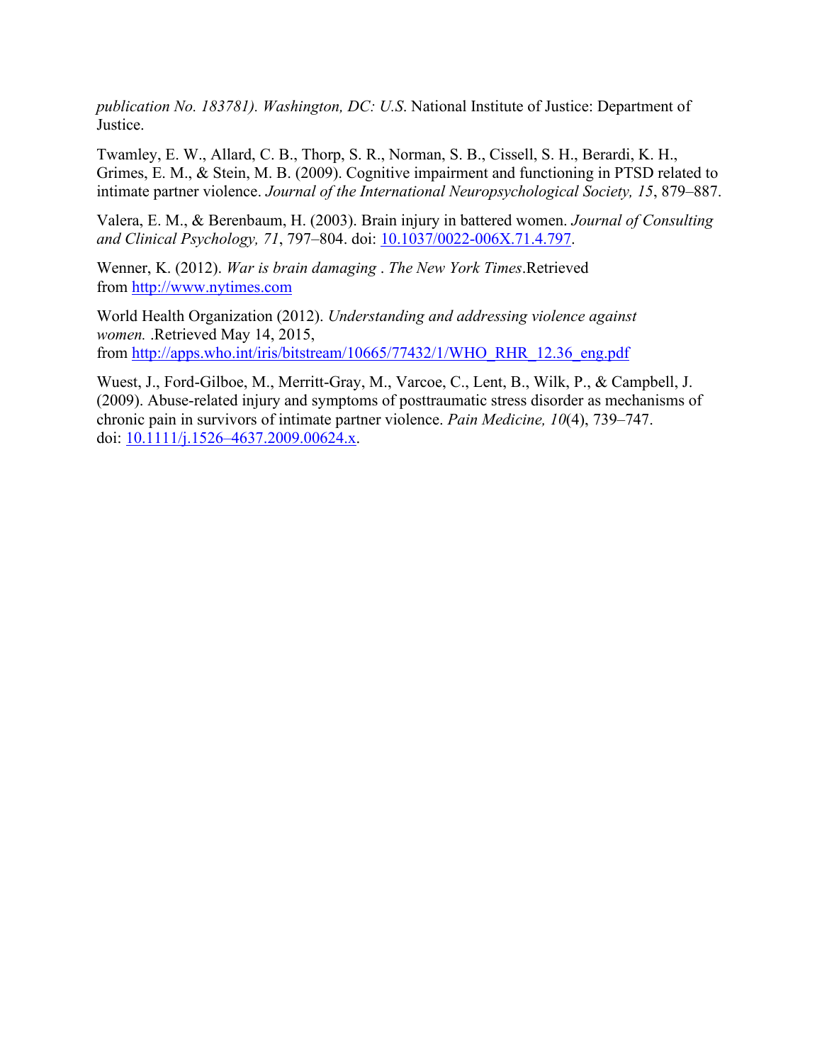*publication No. 183781). Washington, DC: U.S.* National Institute of Justice: Department of Justice.

Twamley, E. W., Allard, C. B., Thorp, S. R., Norman, S. B., Cissell, S. H., Berardi, K. H., Grimes, E. M., & Stein, M. B. (2009). Cognitive impairment and functioning in PTSD related to intimate partner violence. *Journal of the International Neuropsychological Society, 15*, 879–887.

Valera, E. M., & Berenbaum, H. (2003). Brain injury in battered women. *Journal of Consulting and Clinical Psychology, 71*, 797–804. doi: 10.1037/0022-006X.71.4.797.

Wenner, K. (2012). *War is brain damaging* . *The New York Times*.Retrieved from http://www.nytimes.com

World Health Organization (2012). *Understanding and addressing violence against women.* .Retrieved May 14, 2015, from http://apps.who.int/iris/bitstream/10665/77432/1/WHO_RHR_12.36_eng.pdf

Wuest, J., Ford-Gilboe, M., Merritt-Gray, M., Varcoe, C., Lent, B., Wilk, P., & Campbell, J. (2009). Abuse-related injury and symptoms of posttraumatic stress disorder as mechanisms of chronic pain in survivors of intimate partner violence. *Pain Medicine, 10*(4), 739–747. doi: 10.1111/j.1526–4637.2009.00624.x.